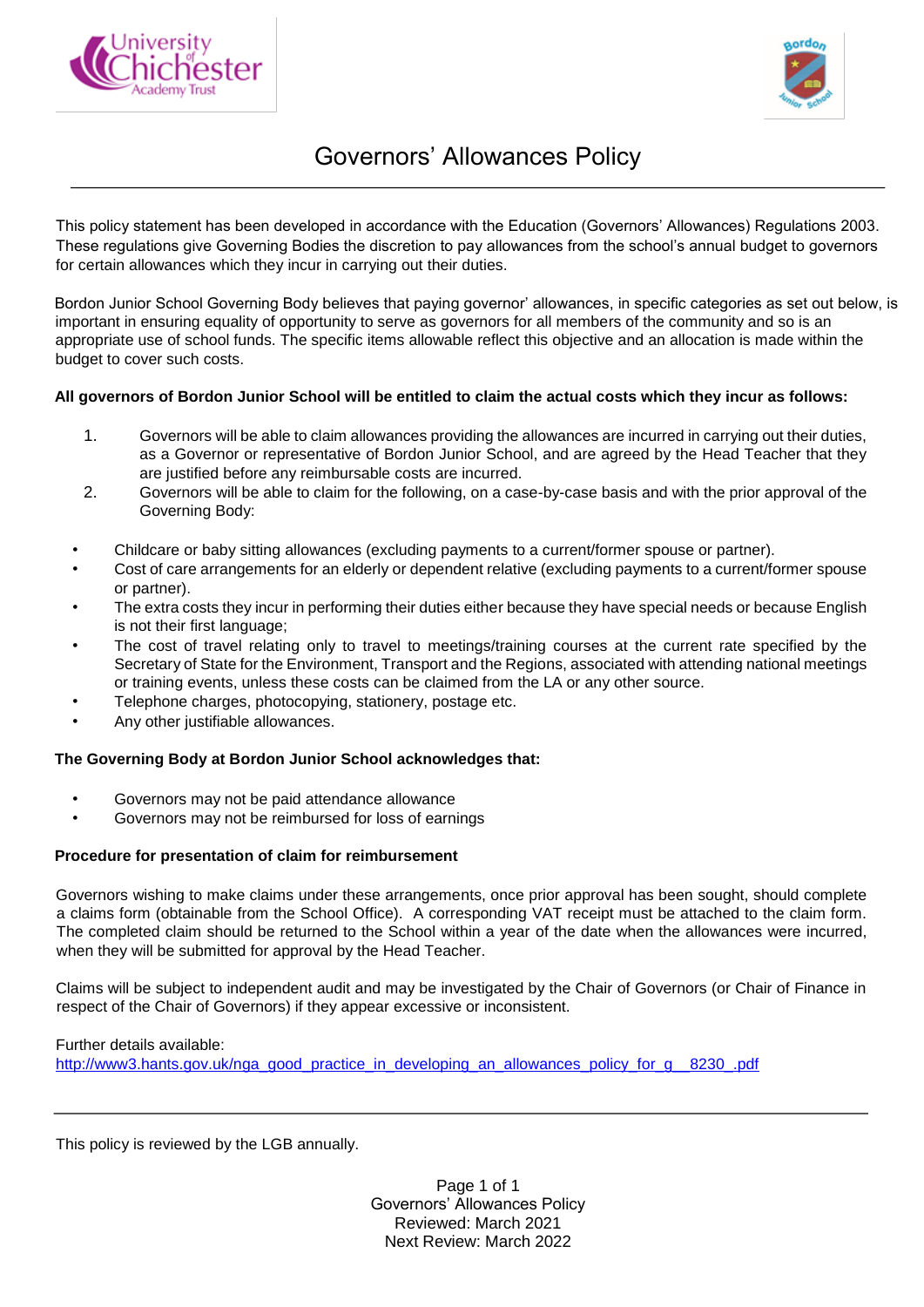# Governors' Allowances Policy

This policy statement has been developed in accordance with the Education (Governors' Allowances) Regulations 2003. These regulations give Governing Bodies the discretion to pay allowances from the school's annual budget to governors for certain allowances which they incur in carrying out their duties.

Bordon Junior School Governing Body believes that paying governor' allowances, in specific categories as set out below, is important in ensuring equality of opportunity to serve as governors for all members of the community and so is an appropriate use of school funds. The specific items allowable reflect this objective and an allocation is made within the budget to cover such costs.

**All governors of Bordon Junior School will be entitled to claim the actual costs which they incur as follows:**

1. Governors will be able to claim allowances providing the allowances are incurred in carrying out their duties, as a Governor or representative of Bordon Junior School, and are agreed by the Head Teacher that they are justified before any reimbursable costs are incurred.
2. Governors will be able to claim for the following, on a case-by-case basis and with the prior approval of the Governing Body:

- Childcare or baby sitting allowances (excluding payments to a current/former spouse or partner).
- Cost of care arrangements for an elderly or dependent relative (excluding payments to a current/former spouse or partner).
- The extra costs they incur in performing their duties either because they have special needs or because English is not their first language;
- The cost of travel relating only to travel to meetings/training courses at the current rate specified by the Secretary of State for the Environment, Transport and the Regions, associated with attending national meetings or training events, unless these costs can be claimed from the LA or any other source.
- Telephone charges, photocopying, stationery, postage etc.
- Any other justifiable allowances.

**The Governing Body at Bordon Junior School acknowledges that:**

- Governors may not be paid attendance allowance
- Governors may not be reimbursed for loss of earnings

**Procedure for presentation of claim for reimbursement**

Governors wishing to make claims under these arrangements, once prior approval has been sought, should complete a claims form (obtainable from the School Office). A corresponding VAT receipt must be attached to the claim form. The completed claim should be returned to the School within a year of the date when the allowances were incurred, when they will be submitted for approval by the Head Teacher.

Claims will be subject to independent audit and may be investigated by the Chair of Governors (or Chair of Finance in respect of the Chair of Governors) if they appear excessive or inconsistent.

Further details available:
http://www3.hants.gov.uk/nga_good_practice_in_developing_an_allowances_policy_for_g__8230_.pdf

---

This policy is reviewed by the LGB annually.

Governors' Allowances Policy
Reviewed: March 2021
Next Review: March 2022